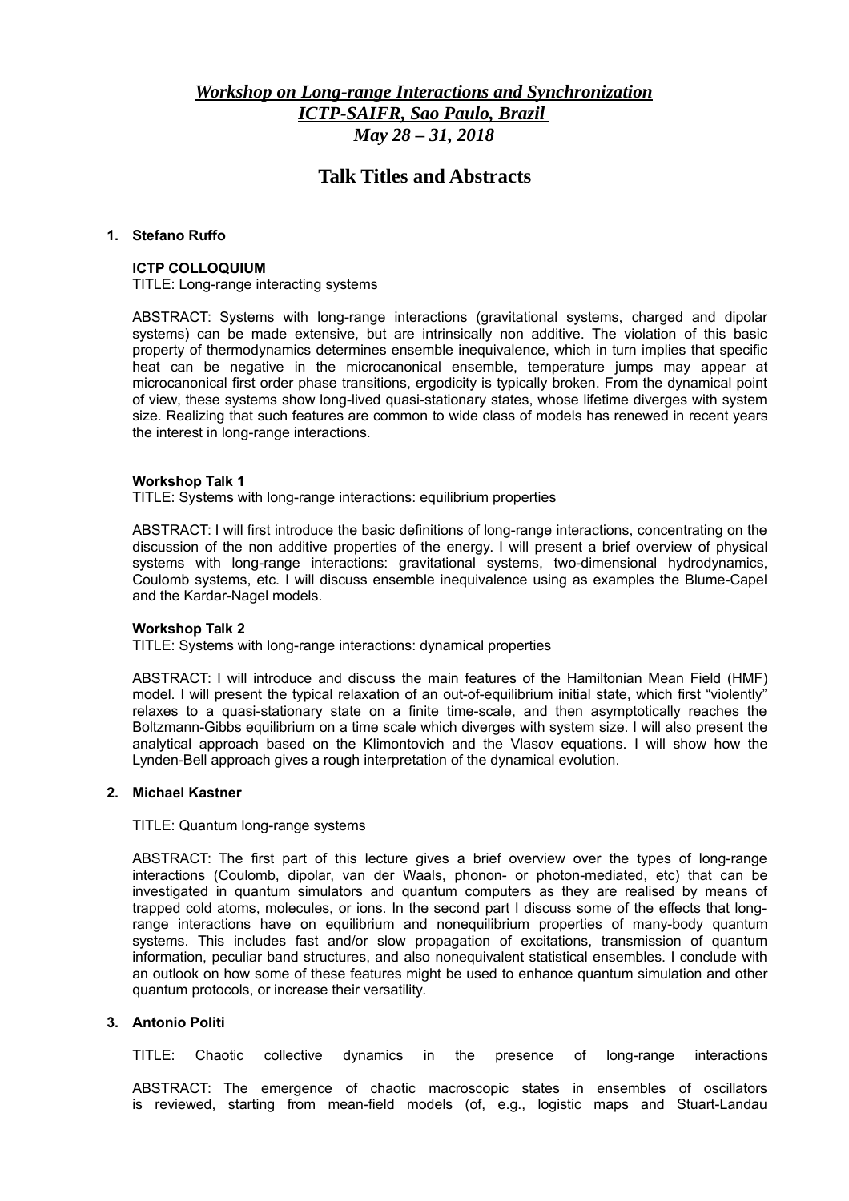***Workshop on Long-range Interactions and Synchronization***
***ICTP-SAIFR, Sao Paulo, Brazil***
***May 28 – 31, 2018***

# Talk Titles and Abstracts

1. **Stefano Ruffo**

**ICTP COLLOQUIUM**
TITLE: Long-range interacting systems

ABSTRACT: Systems with long-range interactions (gravitational systems, charged and dipolar systems) can be made extensive, but are intrinsically non additive. The violation of this basic property of thermodynamics determines ensemble inequivalence, which in turn implies that specific heat can be negative in the microcanonical ensemble, temperature jumps may appear at microcanonical first order phase transitions, ergodicity is typically broken. From the dynamical point of view, these systems show long-lived quasi-stationary states, whose lifetime diverges with system size. Realizing that such features are common to wide class of models has renewed in recent years the interest in long-range interactions.

**Workshop Talk 1**
TITLE: Systems with long-range interactions: equilibrium properties

ABSTRACT: I will first introduce the basic definitions of long-range interactions, concentrating on the discussion of the non additive properties of the energy. I will present a brief overview of physical systems with long-range interactions: gravitational systems, two-dimensional hydrodynamics, Coulomb systems, etc. I will discuss ensemble inequivalence using as examples the Blume-Capel and the Kardar-Nagel models.

**Workshop Talk 2**
TITLE: Systems with long-range interactions: dynamical properties

ABSTRACT: I will introduce and discuss the main features of the Hamiltonian Mean Field (HMF) model. I will present the typical relaxation of an out-of-equilibrium initial state, which first "violently" relaxes to a quasi-stationary state on a finite time-scale, and then asymptotically reaches the Boltzmann-Gibbs equilibrium on a time scale which diverges with system size. I will also present the analytical approach based on the Klimontovich and the Vlasov equations. I will show how the Lynden-Bell approach gives a rough interpretation of the dynamical evolution.

2. **Michael Kastner**

TITLE: Quantum long-range systems

ABSTRACT: The first part of this lecture gives a brief overview over the types of long-range interactions (Coulomb, dipolar, van der Waals, phonon- or photon-mediated, etc) that can be investigated in quantum simulators and quantum computers as they are realised by means of trapped cold atoms, molecules, or ions. In the second part I discuss some of the effects that long-range interactions have on equilibrium and nonequilibrium properties of many-body quantum systems. This includes fast and/or slow propagation of excitations, transmission of quantum information, peculiar band structures, and also nonequivalent statistical ensembles. I conclude with an outlook on how some of these features might be used to enhance quantum simulation and other quantum protocols, or increase their versatility.

3. **Antonio Politi**

TITLE: Chaotic collective dynamics in the presence of long-range interactions

ABSTRACT: The emergence of chaotic macroscopic states in ensembles of oscillators is reviewed, starting from mean-field models (of, e.g., logistic maps and Stuart-Landau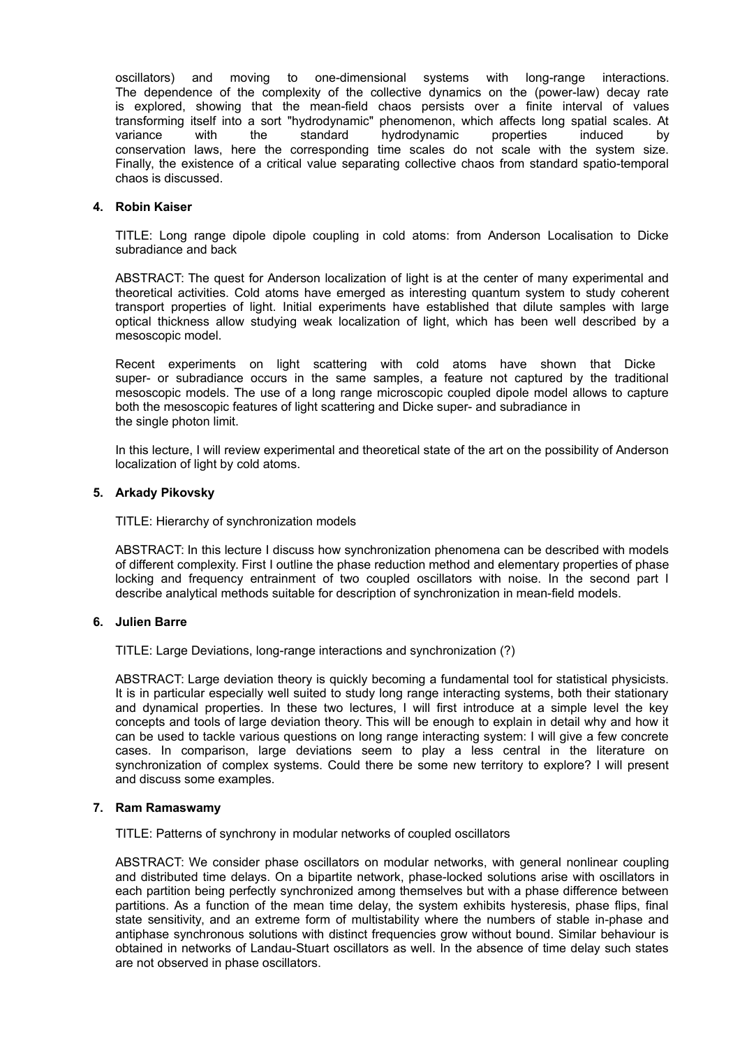oscillators) and moving to one-dimensional systems with long-range interactions. The dependence of the complexity of the collective dynamics on the (power-law) decay rate is explored, showing that the mean-field chaos persists over a finite interval of values transforming itself into a sort "hydrodynamic" phenomenon, which affects long spatial scales. At variance with the standard hydrodynamic properties induced by conservation laws, here the corresponding time scales do not scale with the system size. Finally, the existence of a critical value separating collective chaos from standard spatio-temporal chaos is discussed.

**4. Robin Kaiser**

TITLE: Long range dipole dipole coupling in cold atoms: from Anderson Localisation to Dicke subradiance and back

ABSTRACT: The quest for Anderson localization of light is at the center of many experimental and theoretical activities. Cold atoms have emerged as interesting quantum system to study coherent transport properties of light. Initial experiments have established that dilute samples with large optical thickness allow studying weak localization of light, which has been well described by a mesoscopic model.

Recent experiments on light scattering with cold atoms have shown that Dicke super- or subradiance occurs in the same samples, a feature not captured by the traditional mesoscopic models. The use of a long range microscopic coupled dipole model allows to capture both the mesoscopic features of light scattering and Dicke super- and subradiance in the single photon limit.

In this lecture, I will review experimental and theoretical state of the art on the possibility of Anderson localization of light by cold atoms.

**5. Arkady Pikovsky**

TITLE: Hierarchy of synchronization models

ABSTRACT: In this lecture I discuss how synchronization phenomena can be described with models of different complexity. First I outline the phase reduction method and elementary properties of phase locking and frequency entrainment of two coupled oscillators with noise. In the second part I describe analytical methods suitable for description of synchronization in mean-field models.

**6. Julien Barre**

TITLE: Large Deviations, long-range interactions and synchronization (?)

ABSTRACT: Large deviation theory is quickly becoming a fundamental tool for statistical physicists. It is in particular especially well suited to study long range interacting systems, both their stationary and dynamical properties. In these two lectures, I will first introduce at a simple level the key concepts and tools of large deviation theory. This will be enough to explain in detail why and how it can be used to tackle various questions on long range interacting system: I will give a few concrete cases. In comparison, large deviations seem to play a less central in the literature on synchronization of complex systems. Could there be some new territory to explore? I will present and discuss some examples.

**7. Ram Ramaswamy**

TITLE: Patterns of synchrony in modular networks of coupled oscillators

ABSTRACT: We consider phase oscillators on modular networks, with general nonlinear coupling and distributed time delays. On a bipartite network, phase-locked solutions arise with oscillators in each partition being perfectly synchronized among themselves but with a phase difference between partitions. As a function of the mean time delay, the system exhibits hysteresis, phase flips, final state sensitivity, and an extreme form of multistability where the numbers of stable in-phase and antiphase synchronous solutions with distinct frequencies grow without bound. Similar behaviour is obtained in networks of Landau-Stuart oscillators as well. In the absence of time delay such states are not observed in phase oscillators.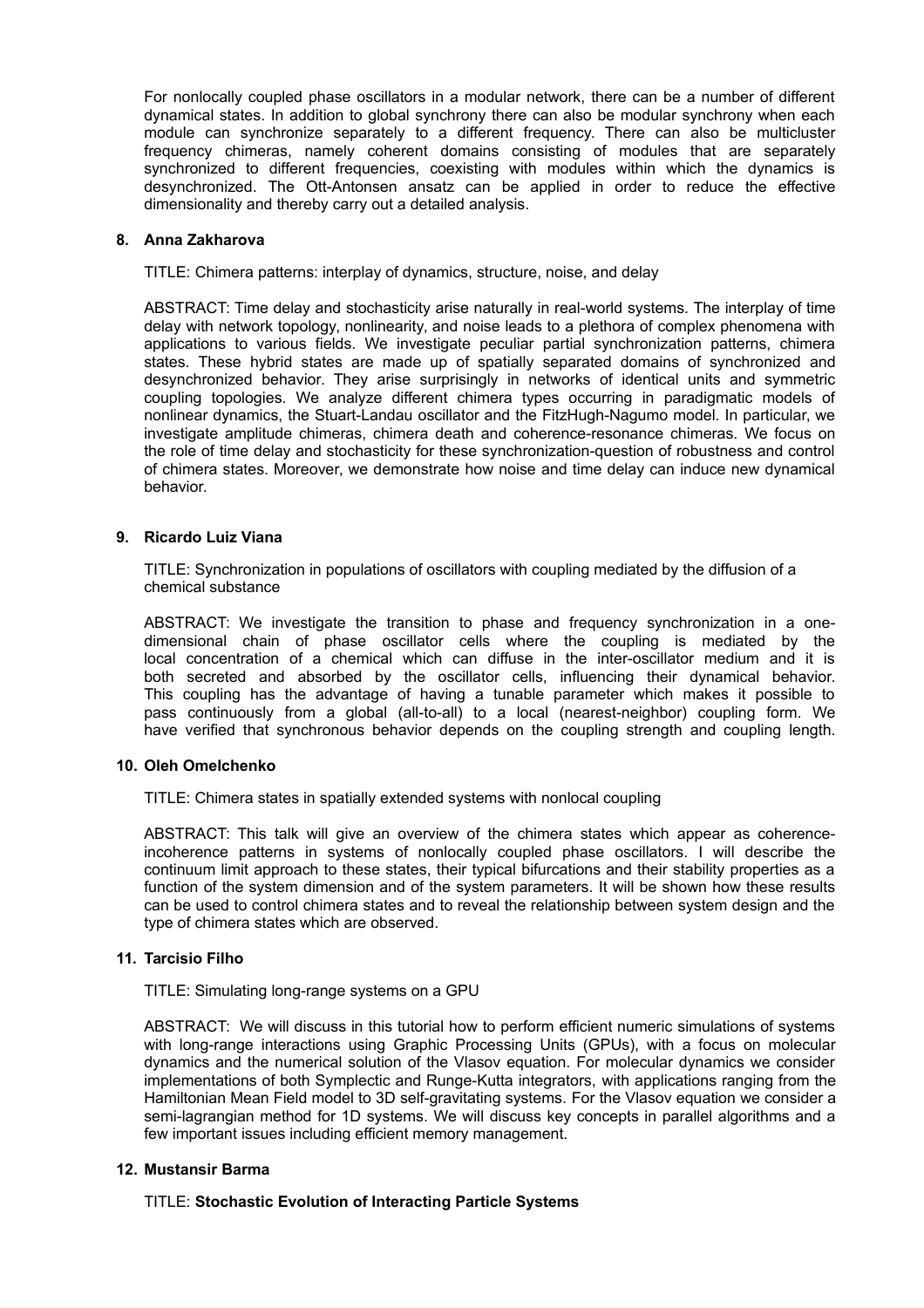For nonlocally coupled phase oscillators in a modular network, there can be a number of different dynamical states. In addition to global synchrony there can also be modular synchrony when each module can synchronize separately to a different frequency. There can also be multicluster frequency chimeras, namely coherent domains consisting of modules that are separately synchronized to different frequencies, coexisting with modules within which the dynamics is desynchronized. The Ott-Antonsen ansatz can be applied in order to reduce the effective dimensionality and thereby carry out a detailed analysis.

**8. Anna Zakharova**

TITLE: Chimera patterns: interplay of dynamics, structure, noise, and delay

ABSTRACT: Time delay and stochasticity arise naturally in real-world systems. The interplay of time delay with network topology, nonlinearity, and noise leads to a plethora of complex phenomena with applications to various fields. We investigate peculiar partial synchronization patterns, chimera states. These hybrid states are made up of spatially separated domains of synchronized and desynchronized behavior. They arise surprisingly in networks of identical units and symmetric coupling topologies. We analyze different chimera types occurring in paradigmatic models of nonlinear dynamics, the Stuart-Landau oscillator and the FitzHugh-Nagumo model. In particular, we investigate amplitude chimeras, chimera death and coherence-resonance chimeras. We focus on the role of time delay and stochasticity for these synchronization-question of robustness and control of chimera states. Moreover, we demonstrate how noise and time delay can induce new dynamical behavior.

**9. Ricardo Luiz Viana**

TITLE: Synchronization in populations of oscillators with coupling mediated by the diffusion of a chemical substance

ABSTRACT: We investigate the transition to phase and frequency synchronization in a one-dimensional chain of phase oscillator cells where the coupling is mediated by the local concentration of a chemical which can diffuse in the inter-oscillator medium and it is both secreted and absorbed by the oscillator cells, influencing their dynamical behavior. This coupling has the advantage of having a tunable parameter which makes it possible to pass continuously from a global (all-to-all) to a local (nearest-neighbor) coupling form. We have verified that synchronous behavior depends on the coupling strength and coupling length.

**10. Oleh Omelchenko**

TITLE: Chimera states in spatially extended systems with nonlocal coupling

ABSTRACT: This talk will give an overview of the chimera states which appear as coherence-incoherence patterns in systems of nonlocally coupled phase oscillators. I will describe the continuum limit approach to these states, their typical bifurcations and their stability properties as a function of the system dimension and of the system parameters. It will be shown how these results can be used to control chimera states and to reveal the relationship between system design and the type of chimera states which are observed.

**11. Tarcisio Filho**

TITLE: Simulating long-range systems on a GPU

ABSTRACT: We will discuss in this tutorial how to perform efficient numeric simulations of systems with long-range interactions using Graphic Processing Units (GPUs), with a focus on molecular dynamics and the numerical solution of the Vlasov equation. For molecular dynamics we consider implementations of both Symplectic and Runge-Kutta integrators, with applications ranging from the Hamiltonian Mean Field model to 3D self-gravitating systems. For the Vlasov equation we consider a semi-lagrangian method for 1D systems. We will discuss key concepts in parallel algorithms and a few important issues including efficient memory management.

**12. Mustansir Barma**

TITLE: **Stochastic Evolution of Interacting Particle Systems**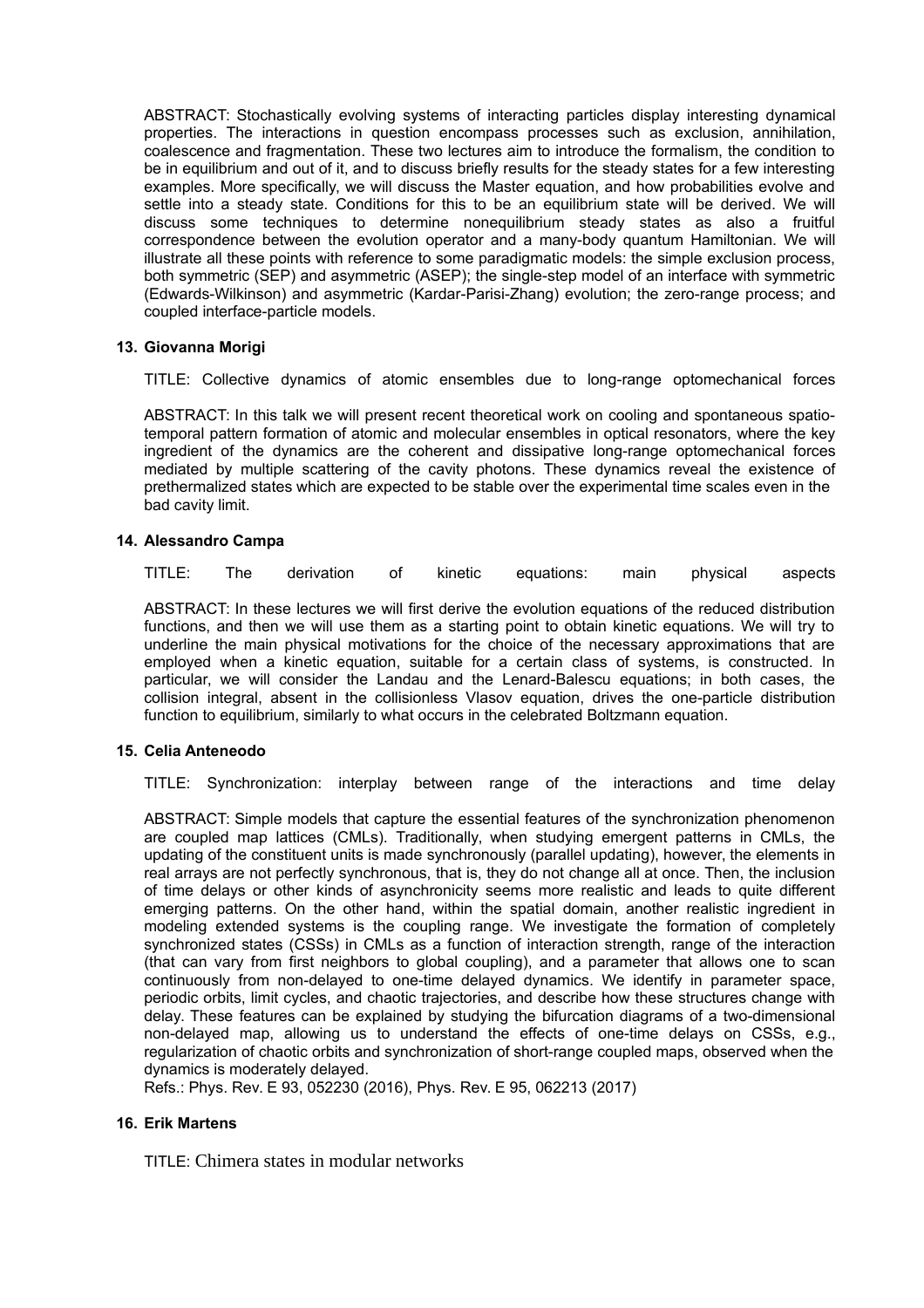ABSTRACT: Stochastically evolving systems of interacting particles display interesting dynamical properties. The interactions in question encompass processes such as exclusion, annihilation, coalescence and fragmentation. These two lectures aim to introduce the formalism, the condition to be in equilibrium and out of it, and to discuss briefly results for the steady states for a few interesting examples. More specifically, we will discuss the Master equation, and how probabilities evolve and settle into a steady state. Conditions for this to be an equilibrium state will be derived. We will discuss some techniques to determine nonequilibrium steady states as also a fruitful correspondence between the evolution operator and a many-body quantum Hamiltonian. We will illustrate all these points with reference to some paradigmatic models: the simple exclusion process, both symmetric (SEP) and asymmetric (ASEP); the single-step model of an interface with symmetric (Edwards-Wilkinson) and asymmetric (Kardar-Parisi-Zhang) evolution; the zero-range process; and coupled interface-particle models.

**13. Giovanna Morigi**

TITLE: Collective dynamics of atomic ensembles due to long-range optomechanical forces

ABSTRACT: In this talk we will present recent theoretical work on cooling and spontaneous spatio-temporal pattern formation of atomic and molecular ensembles in optical resonators, where the key ingredient of the dynamics are the coherent and dissipative long-range optomechanical forces mediated by multiple scattering of the cavity photons. These dynamics reveal the existence of prethermalized states which are expected to be stable over the experimental time scales even in the bad cavity limit.

**14. Alessandro Campa**

TITLE: The derivation of kinetic equations: main physical aspects

ABSTRACT: In these lectures we will first derive the evolution equations of the reduced distribution functions, and then we will use them as a starting point to obtain kinetic equations. We will try to underline the main physical motivations for the choice of the necessary approximations that are employed when a kinetic equation, suitable for a certain class of systems, is constructed. In particular, we will consider the Landau and the Lenard-Balescu equations; in both cases, the collision integral, absent in the collisionless Vlasov equation, drives the one-particle distribution function to equilibrium, similarly to what occurs in the celebrated Boltzmann equation.

**15. Celia Anteneodo**

TITLE: Synchronization: interplay between range of the interactions and time delay

ABSTRACT: Simple models that capture the essential features of the synchronization phenomenon are coupled map lattices (CMLs). Traditionally, when studying emergent patterns in CMLs, the updating of the constituent units is made synchronously (parallel updating), however, the elements in real arrays are not perfectly synchronous, that is, they do not change all at once. Then, the inclusion of time delays or other kinds of asynchronicity seems more realistic and leads to quite different emerging patterns. On the other hand, within the spatial domain, another realistic ingredient in modeling extended systems is the coupling range. We investigate the formation of completely synchronized states (CSSs) in CMLs as a function of interaction strength, range of the interaction (that can vary from first neighbors to global coupling), and a parameter that allows one to scan continuously from non-delayed to one-time delayed dynamics. We identify in parameter space, periodic orbits, limit cycles, and chaotic trajectories, and describe how these structures change with delay. These features can be explained by studying the bifurcation diagrams of a two-dimensional non-delayed map, allowing us to understand the effects of one-time delays on CSSs, e.g., regularization of chaotic orbits and synchronization of short-range coupled maps, observed when the dynamics is moderately delayed.

Refs.: Phys. Rev. E 93, 052230 (2016), Phys. Rev. E 95, 062213 (2017)

**16. Erik Martens**

TITLE: Chimera states in modular networks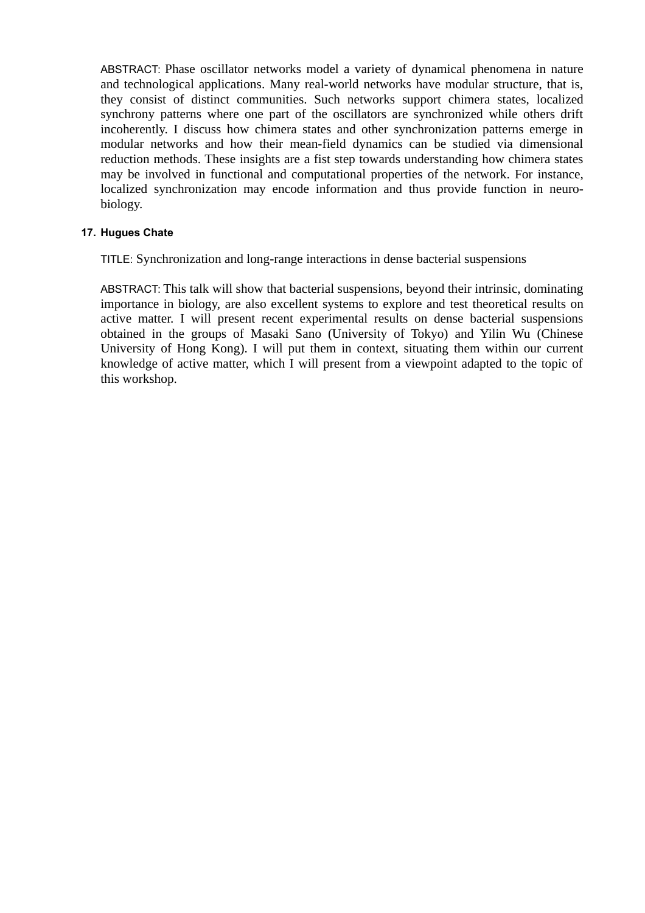ABSTRACT: Phase oscillator networks model a variety of dynamical phenomena in nature and technological applications. Many real-world networks have modular structure, that is, they consist of distinct communities. Such networks support chimera states, localized synchrony patterns where one part of the oscillators are synchronized while others drift incoherently. I discuss how chimera states and other synchronization patterns emerge in modular networks and how their mean-field dynamics can be studied via dimensional reduction methods. These insights are a fist step towards understanding how chimera states may be involved in functional and computational properties of the network. For instance, localized synchronization may encode information and thus provide function in neuro-biology.

17. **Hugues Chate**

TITLE: Synchronization and long-range interactions in dense bacterial suspensions

ABSTRACT: This talk will show that bacterial suspensions, beyond their intrinsic, dominating importance in biology, are also excellent systems to explore and test theoretical results on active matter. I will present recent experimental results on dense bacterial suspensions obtained in the groups of Masaki Sano (University of Tokyo) and Yilin Wu (Chinese University of Hong Kong). I will put them in context, situating them within our current knowledge of active matter, which I will present from a viewpoint adapted to the topic of this workshop.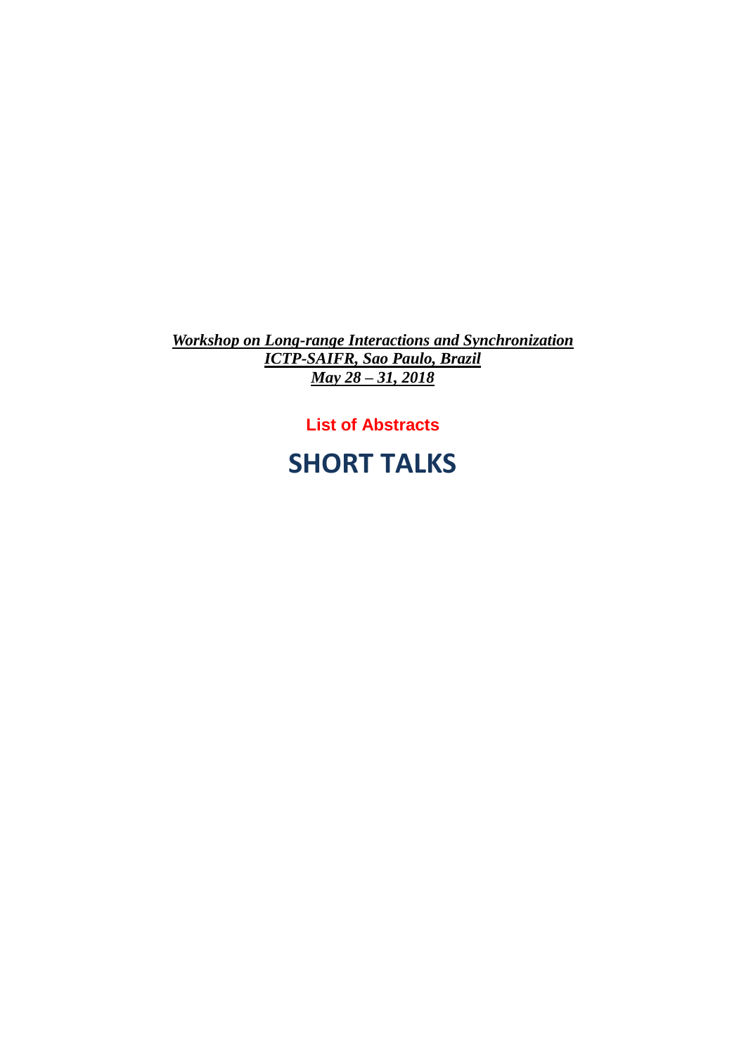***Workshop on Long-range Interactions and Synchronization***
***ICTP-SAIFR, Sao Paulo, Brazil***
***May 28 – 31, 2018***

**List of Abstracts**

# SHORT TALKS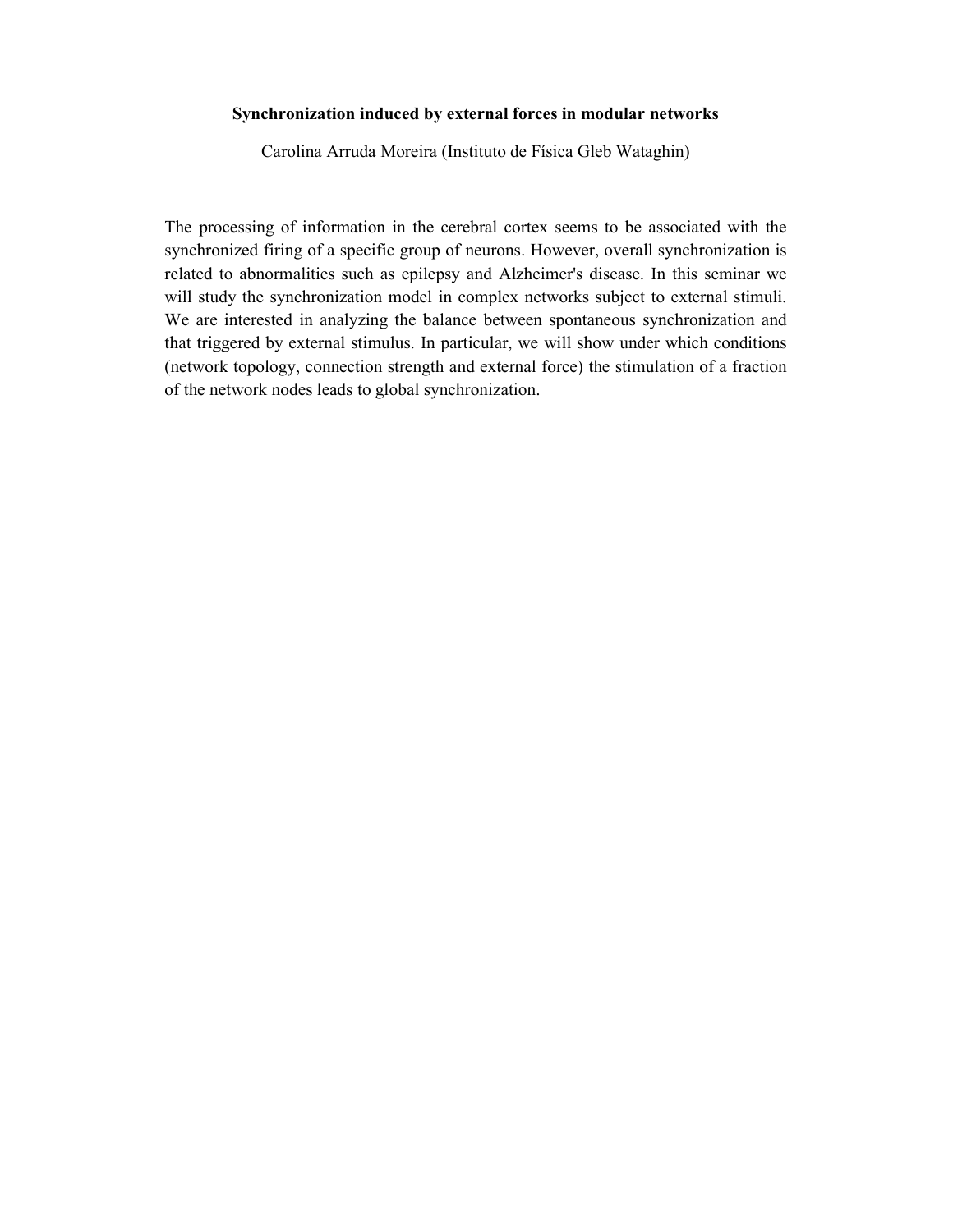**Synchronization induced by external forces in modular networks**

Carolina Arruda Moreira (Instituto de Física Gleb Wataghin)

The processing of information in the cerebral cortex seems to be associated with the synchronized firing of a specific group of neurons. However, overall synchronization is related to abnormalities such as epilepsy and Alzheimer's disease. In this seminar we will study the synchronization model in complex networks subject to external stimuli. We are interested in analyzing the balance between spontaneous synchronization and that triggered by external stimulus. In particular, we will show under which conditions (network topology, connection strength and external force) the stimulation of a fraction of the network nodes leads to global synchronization.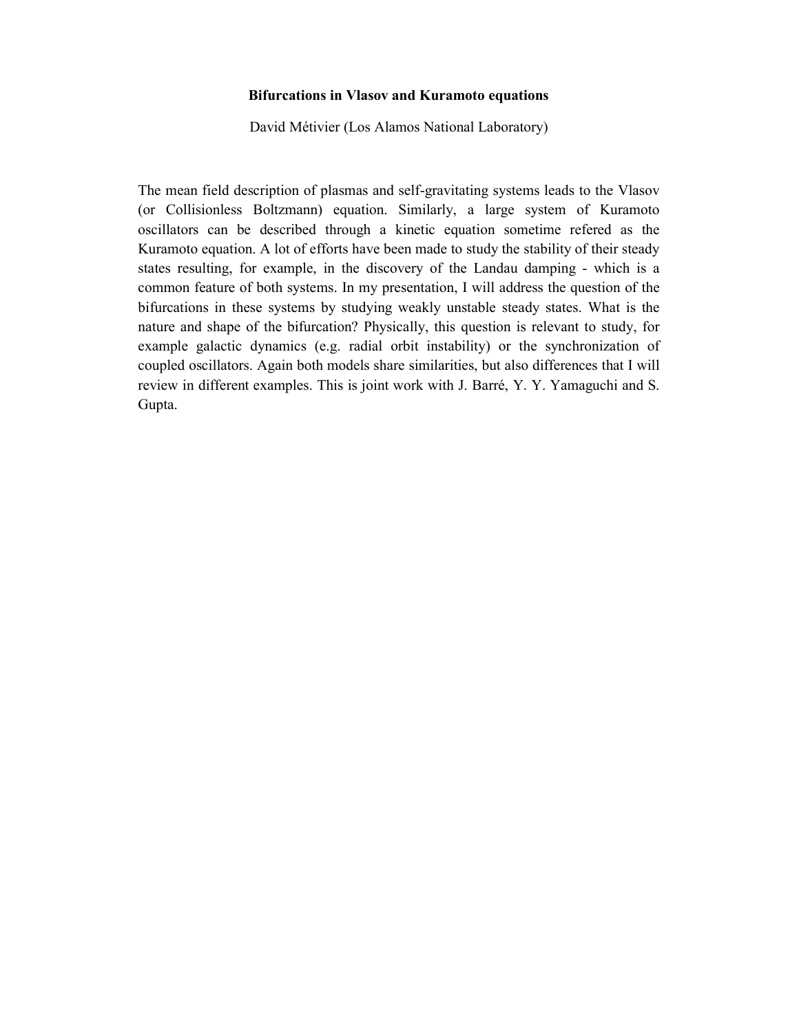**Bifurcations in Vlasov and Kuramoto equations**

David Métivier (Los Alamos National Laboratory)

The mean field description of plasmas and self-gravitating systems leads to the Vlasov (or Collisionless Boltzmann) equation. Similarly, a large system of Kuramoto oscillators can be described through a kinetic equation sometime refered as the Kuramoto equation. A lot of efforts have been made to study the stability of their steady states resulting, for example, in the discovery of the Landau damping - which is a common feature of both systems. In my presentation, I will address the question of the bifurcations in these systems by studying weakly unstable steady states. What is the nature and shape of the bifurcation? Physically, this question is relevant to study, for example galactic dynamics (e.g. radial orbit instability) or the synchronization of coupled oscillators. Again both models share similarities, but also differences that I will review in different examples. This is joint work with J. Barré, Y. Y. Yamaguchi and S. Gupta.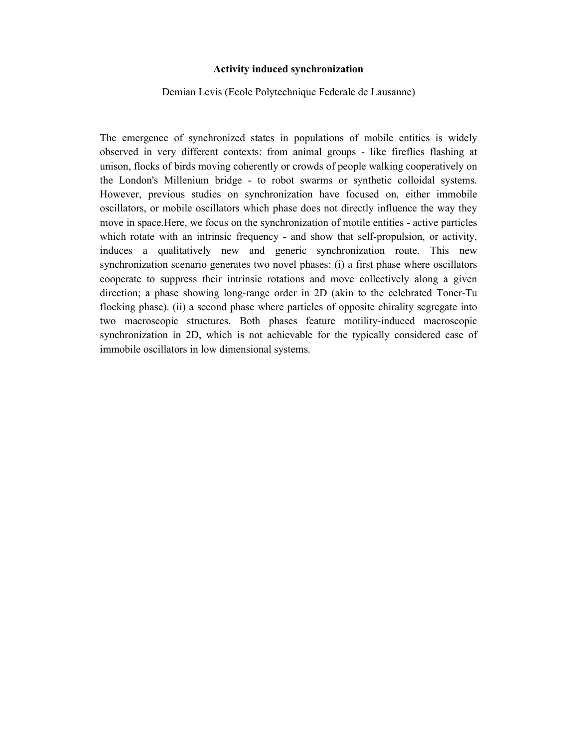**Activity induced synchronization**

Demian Levis (Ecole Polytechnique Federale de Lausanne)

The emergence of synchronized states in populations of mobile entities is widely observed in very different contexts: from animal groups - like fireflies flashing at unison, flocks of birds moving coherently or crowds of people walking cooperatively on the London's Millenium bridge - to robot swarms or synthetic colloidal systems. However, previous studies on synchronization have focused on, either immobile oscillators, or mobile oscillators which phase does not directly influence the way they move in space.Here, we focus on the synchronization of motile entities - active particles which rotate with an intrinsic frequency - and show that self-propulsion, or activity, induces a qualitatively new and generic synchronization route. This new synchronization scenario generates two novel phases: (i) a first phase where oscillators cooperate to suppress their intrinsic rotations and move collectively along a given direction; a phase showing long-range order in 2D (akin to the celebrated Toner-Tu flocking phase). (ii) a second phase where particles of opposite chirality segregate into two macroscopic structures. Both phases feature motility-induced macroscopic synchronization in 2D, which is not achievable for the typically considered case of immobile oscillators in low dimensional systems.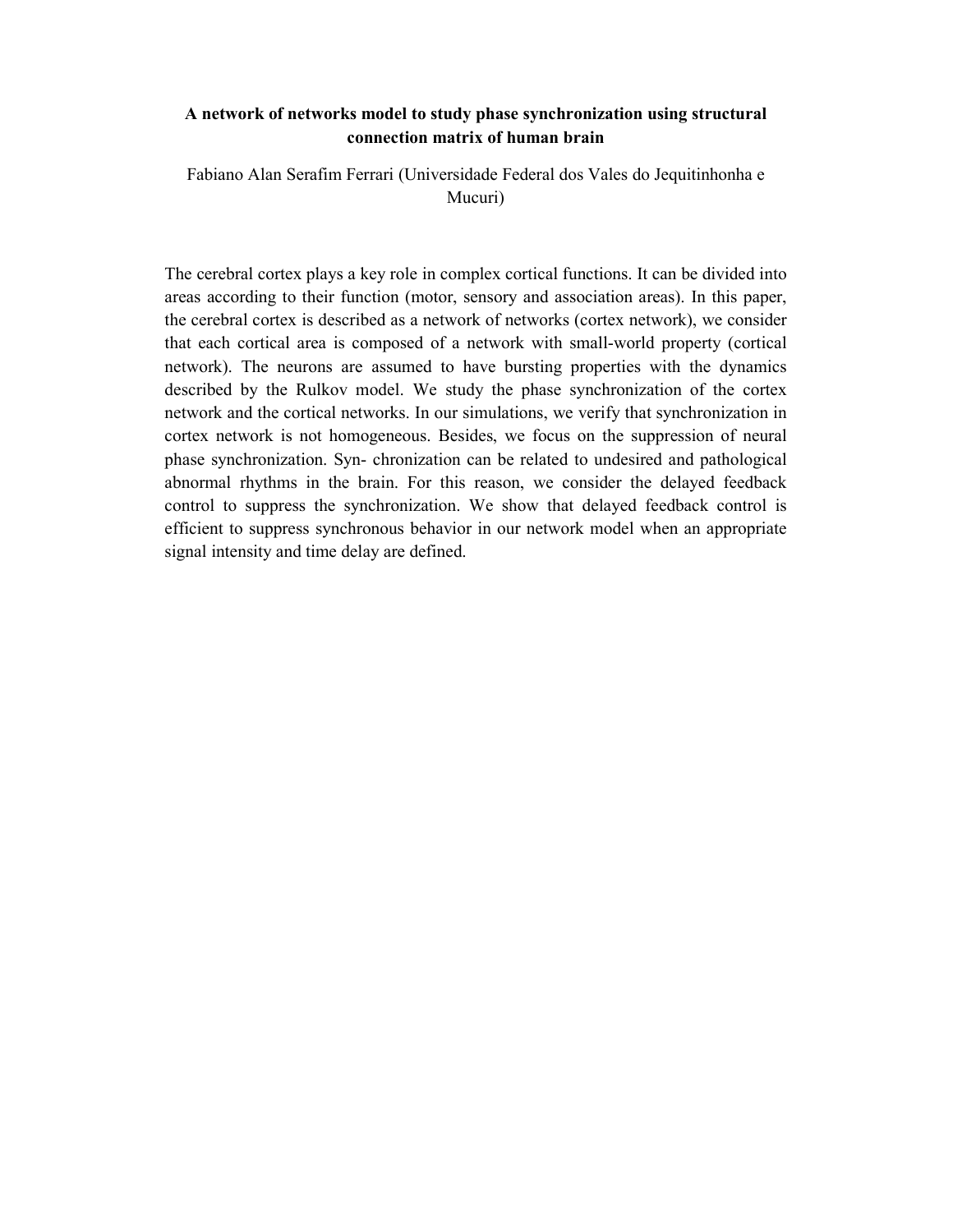**A network of networks model to study phase synchronization using structural connection matrix of human brain**

Fabiano Alan Serafim Ferrari (Universidade Federal dos Vales do Jequitinhonha e Mucuri)

The cerebral cortex plays a key role in complex cortical functions. It can be divided into areas according to their function (motor, sensory and association areas). In this paper, the cerebral cortex is described as a network of networks (cortex network), we consider that each cortical area is composed of a network with small-world property (cortical network). The neurons are assumed to have bursting properties with the dynamics described by the Rulkov model. We study the phase synchronization of the cortex network and the cortical networks. In our simulations, we verify that synchronization in cortex network is not homogeneous. Besides, we focus on the suppression of neural phase synchronization. Syn- chronization can be related to undesired and pathological abnormal rhythms in the brain. For this reason, we consider the delayed feedback control to suppress the synchronization. We show that delayed feedback control is efficient to suppress synchronous behavior in our network model when an appropriate signal intensity and time delay are defined.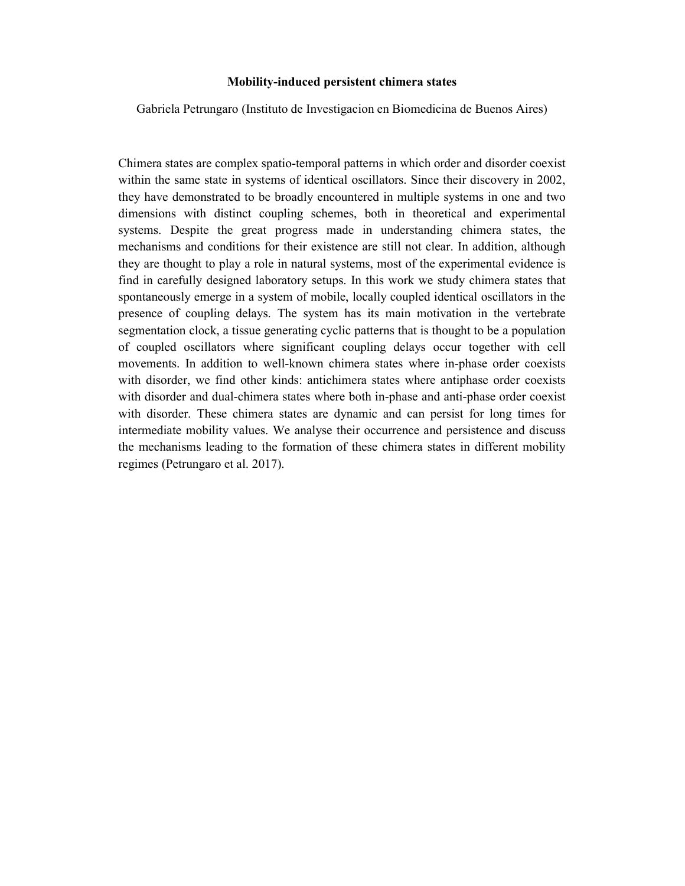**Mobility-induced persistent chimera states**

Gabriela Petrungaro (Instituto de Investigacion en Biomedicina de Buenos Aires)

Chimera states are complex spatio-temporal patterns in which order and disorder coexist within the same state in systems of identical oscillators. Since their discovery in 2002, they have demonstrated to be broadly encountered in multiple systems in one and two dimensions with distinct coupling schemes, both in theoretical and experimental systems. Despite the great progress made in understanding chimera states, the mechanisms and conditions for their existence are still not clear. In addition, although they are thought to play a role in natural systems, most of the experimental evidence is find in carefully designed laboratory setups. In this work we study chimera states that spontaneously emerge in a system of mobile, locally coupled identical oscillators in the presence of coupling delays. The system has its main motivation in the vertebrate segmentation clock, a tissue generating cyclic patterns that is thought to be a population of coupled oscillators where significant coupling delays occur together with cell movements. In addition to well-known chimera states where in-phase order coexists with disorder, we find other kinds: antichimera states where antiphase order coexists with disorder and dual-chimera states where both in-phase and anti-phase order coexist with disorder. These chimera states are dynamic and can persist for long times for intermediate mobility values. We analyse their occurrence and persistence and discuss the mechanisms leading to the formation of these chimera states in different mobility regimes (Petrungaro et al. 2017).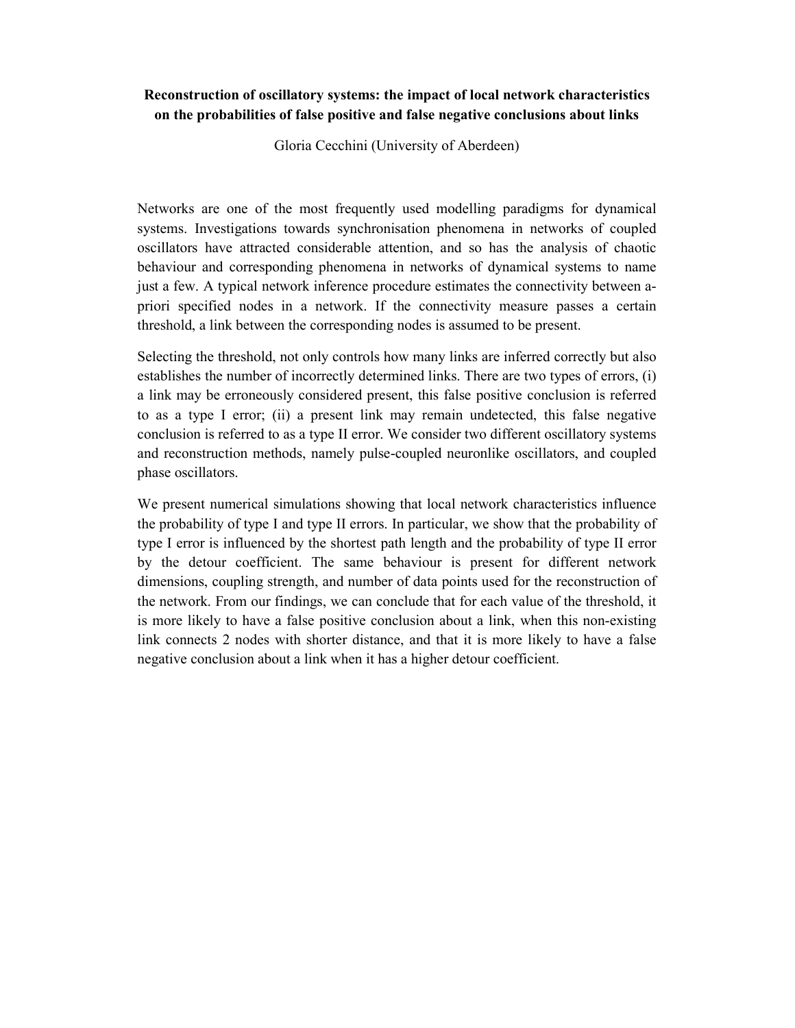**Reconstruction of oscillatory systems: the impact of local network characteristics on the probabilities of false positive and false negative conclusions about links**

Gloria Cecchini (University of Aberdeen)

Networks are one of the most frequently used modelling paradigms for dynamical systems. Investigations towards synchronisation phenomena in networks of coupled oscillators have attracted considerable attention, and so has the analysis of chaotic behaviour and corresponding phenomena in networks of dynamical systems to name just a few. A typical network inference procedure estimates the connectivity between a-priori specified nodes in a network. If the connectivity measure passes a certain threshold, a link between the corresponding nodes is assumed to be present.

Selecting the threshold, not only controls how many links are inferred correctly but also establishes the number of incorrectly determined links. There are two types of errors, (i) a link may be erroneously considered present, this false positive conclusion is referred to as a type I error; (ii) a present link may remain undetected, this false negative conclusion is referred to as a type II error. We consider two different oscillatory systems and reconstruction methods, namely pulse-coupled neuronlike oscillators, and coupled phase oscillators.

We present numerical simulations showing that local network characteristics influence the probability of type I and type II errors. In particular, we show that the probability of type I error is influenced by the shortest path length and the probability of type II error by the detour coefficient. The same behaviour is present for different network dimensions, coupling strength, and number of data points used for the reconstruction of the network. From our findings, we can conclude that for each value of the threshold, it is more likely to have a false positive conclusion about a link, when this non-existing link connects 2 nodes with shorter distance, and that it is more likely to have a false negative conclusion about a link when it has a higher detour coefficient.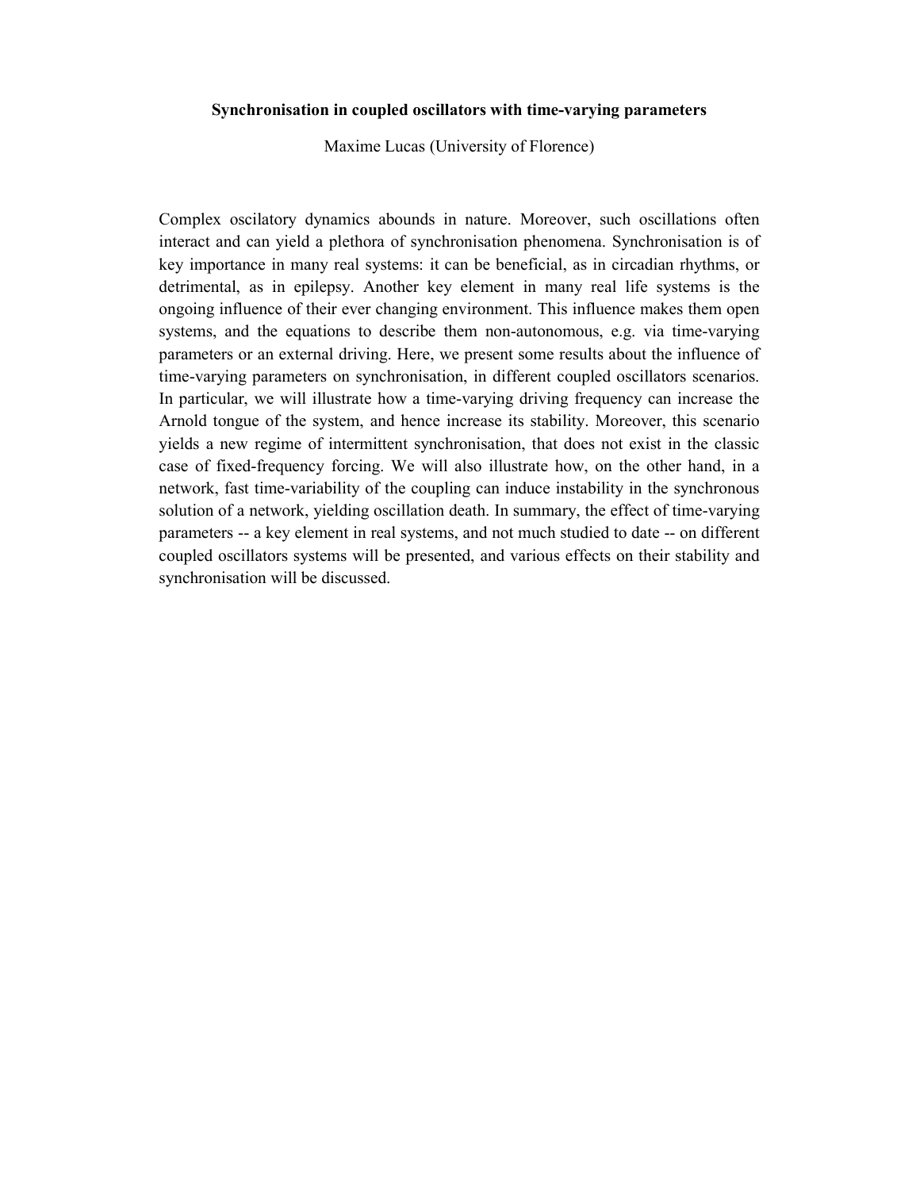**Synchronisation in coupled oscillators with time-varying parameters**

Maxime Lucas (University of Florence)

Complex oscilatory dynamics abounds in nature. Moreover, such oscillations often interact and can yield a plethora of synchronisation phenomena. Synchronisation is of key importance in many real systems: it can be beneficial, as in circadian rhythms, or detrimental, as in epilepsy. Another key element in many real life systems is the ongoing influence of their ever changing environment. This influence makes them open systems, and the equations to describe them non-autonomous, e.g. via time-varying parameters or an external driving. Here, we present some results about the influence of time-varying parameters on synchronisation, in different coupled oscillators scenarios. In particular, we will illustrate how a time-varying driving frequency can increase the Arnold tongue of the system, and hence increase its stability. Moreover, this scenario yields a new regime of intermittent synchronisation, that does not exist in the classic case of fixed-frequency forcing. We will also illustrate how, on the other hand, in a network, fast time-variability of the coupling can induce instability in the synchronous solution of a network, yielding oscillation death. In summary, the effect of time-varying parameters -- a key element in real systems, and not much studied to date -- on different coupled oscillators systems will be presented, and various effects on their stability and synchronisation will be discussed.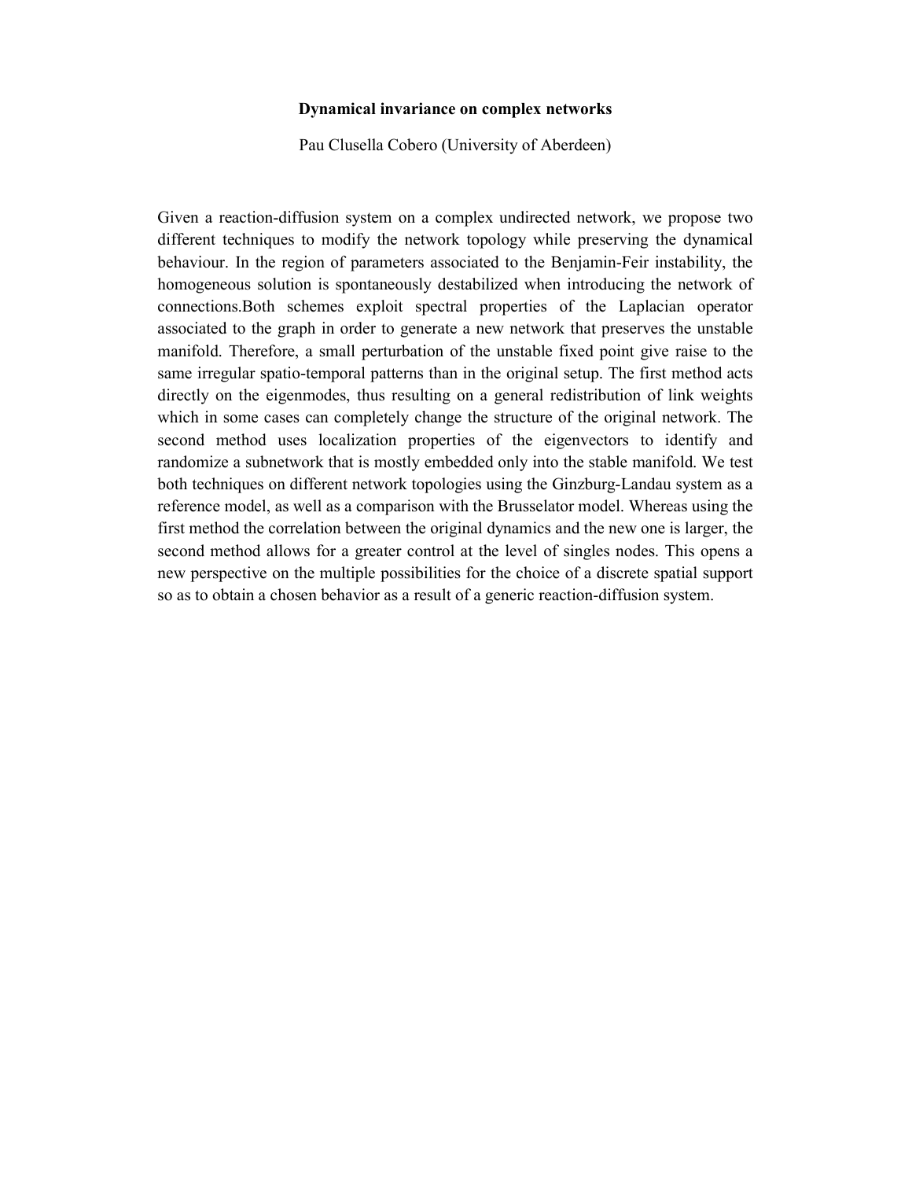**Dynamical invariance on complex networks**

Pau Clusella Cobero (University of Aberdeen)

Given a reaction-diffusion system on a complex undirected network, we propose two different techniques to modify the network topology while preserving the dynamical behaviour. In the region of parameters associated to the Benjamin-Feir instability, the homogeneous solution is spontaneously destabilized when introducing the network of connections.Both schemes exploit spectral properties of the Laplacian operator associated to the graph in order to generate a new network that preserves the unstable manifold. Therefore, a small perturbation of the unstable fixed point give raise to the same irregular spatio-temporal patterns than in the original setup. The first method acts directly on the eigenmodes, thus resulting on a general redistribution of link weights which in some cases can completely change the structure of the original network. The second method uses localization properties of the eigenvectors to identify and randomize a subnetwork that is mostly embedded only into the stable manifold. We test both techniques on different network topologies using the Ginzburg-Landau system as a reference model, as well as a comparison with the Brusselator model. Whereas using the first method the correlation between the original dynamics and the new one is larger, the second method allows for a greater control at the level of singles nodes. This opens a new perspective on the multiple possibilities for the choice of a discrete spatial support so as to obtain a chosen behavior as a result of a generic reaction-diffusion system.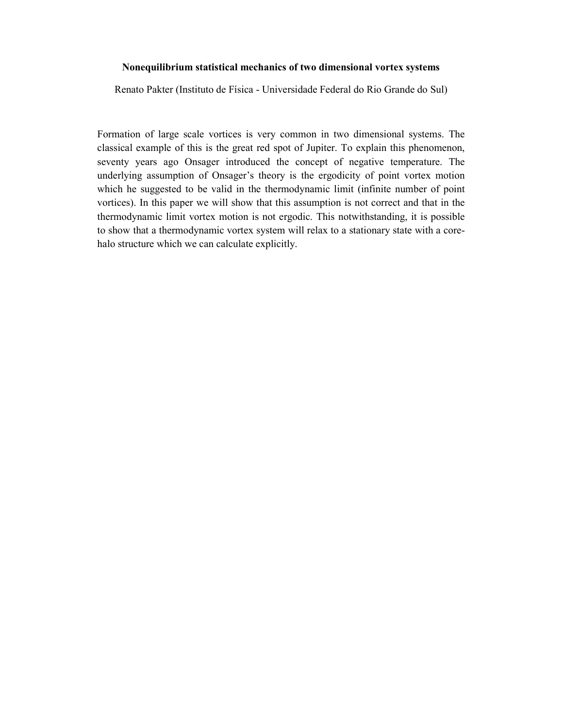**Nonequilibrium statistical mechanics of two dimensional vortex systems**

Renato Pakter (Instituto de Física - Universidade Federal do Rio Grande do Sul)

Formation of large scale vortices is very common in two dimensional systems. The classical example of this is the great red spot of Jupiter. To explain this phenomenon, seventy years ago Onsager introduced the concept of negative temperature. The underlying assumption of Onsager's theory is the ergodicity of point vortex motion which he suggested to be valid in the thermodynamic limit (infinite number of point vortices). In this paper we will show that this assumption is not correct and that in the thermodynamic limit vortex motion is not ergodic. This notwithstanding, it is possible to show that a thermodynamic vortex system will relax to a stationary state with a core-halo structure which we can calculate explicitly.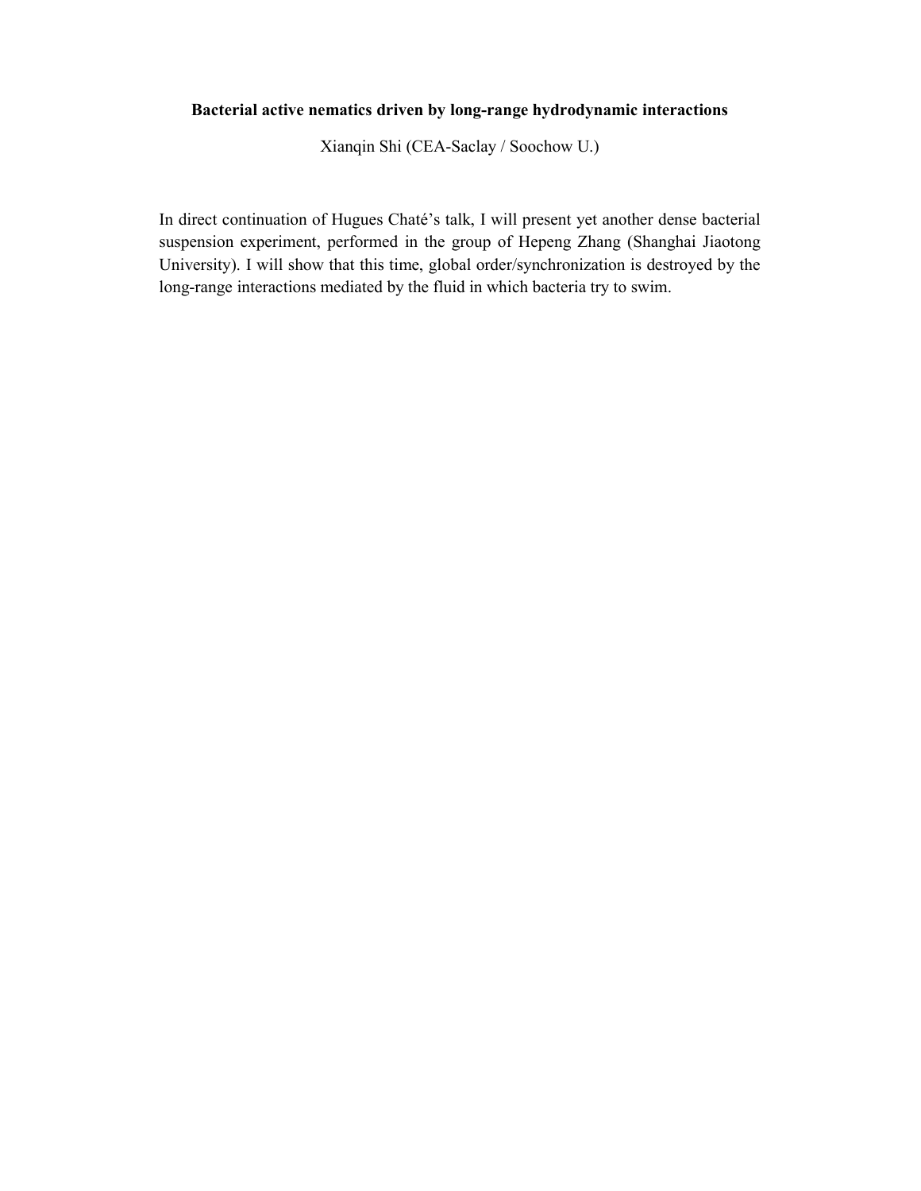**Bacterial active nematics driven by long-range hydrodynamic interactions**

Xianqin Shi (CEA-Saclay / Soochow U.)

In direct continuation of Hugues Chaté's talk, I will present yet another dense bacterial suspension experiment, performed in the group of Hepeng Zhang (Shanghai Jiaotong University). I will show that this time, global order/synchronization is destroyed by the long-range interactions mediated by the fluid in which bacteria try to swim.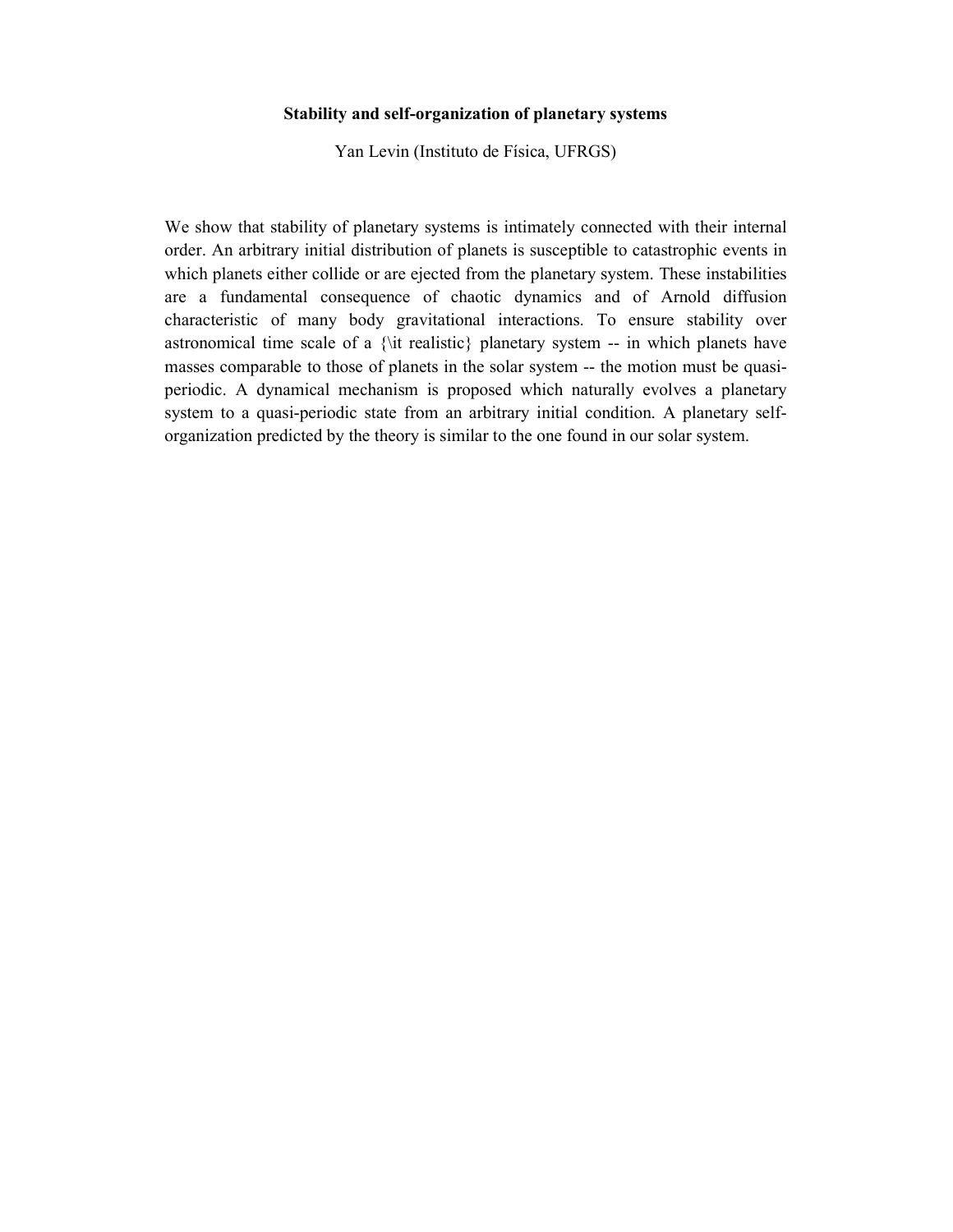**Stability and self-organization of planetary systems**

Yan Levin (Instituto de Física, UFRGS)

We show that stability of planetary systems is intimately connected with their internal order. An arbitrary initial distribution of planets is susceptible to catastrophic events in which planets either collide or are ejected from the planetary system. These instabilities are a fundamental consequence of chaotic dynamics and of Arnold diffusion characteristic of many body gravitational interactions. To ensure stability over astronomical time scale of a {\it realistic} planetary system -- in which planets have masses comparable to those of planets in the solar system -- the motion must be quasi-periodic. A dynamical mechanism is proposed which naturally evolves a planetary system to a quasi-periodic state from an arbitrary initial condition. A planetary self-organization predicted by the theory is similar to the one found in our solar system.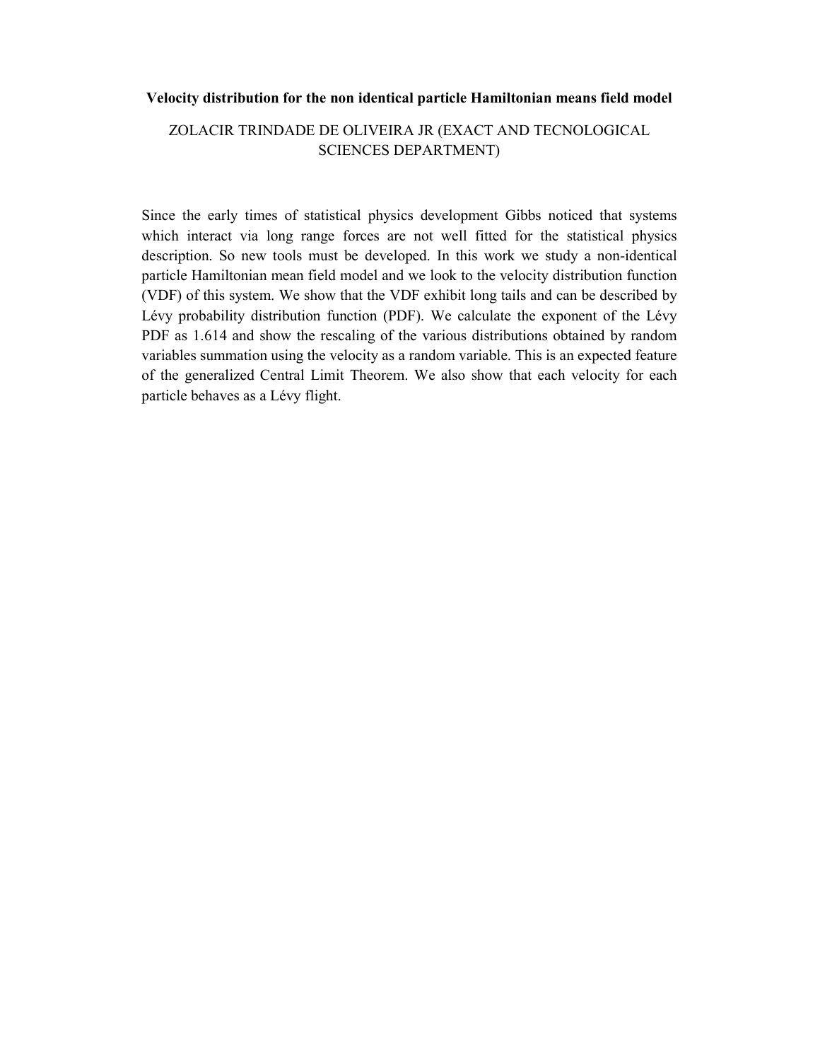**Velocity distribution for the non identical particle Hamiltonian means field model**

ZOLACIR TRINDADE DE OLIVEIRA JR (EXACT AND TECNOLOGICAL SCIENCES DEPARTMENT)

Since the early times of statistical physics development Gibbs noticed that systems which interact via long range forces are not well fitted for the statistical physics description. So new tools must be developed. In this work we study a non-identical particle Hamiltonian mean field model and we look to the velocity distribution function (VDF) of this system. We show that the VDF exhibit long tails and can be described by Lévy probability distribution function (PDF). We calculate the exponent of the Lévy PDF as 1.614 and show the rescaling of the various distributions obtained by random variables summation using the velocity as a random variable. This is an expected feature of the generalized Central Limit Theorem. We also show that each velocity for each particle behaves as a Lévy flight.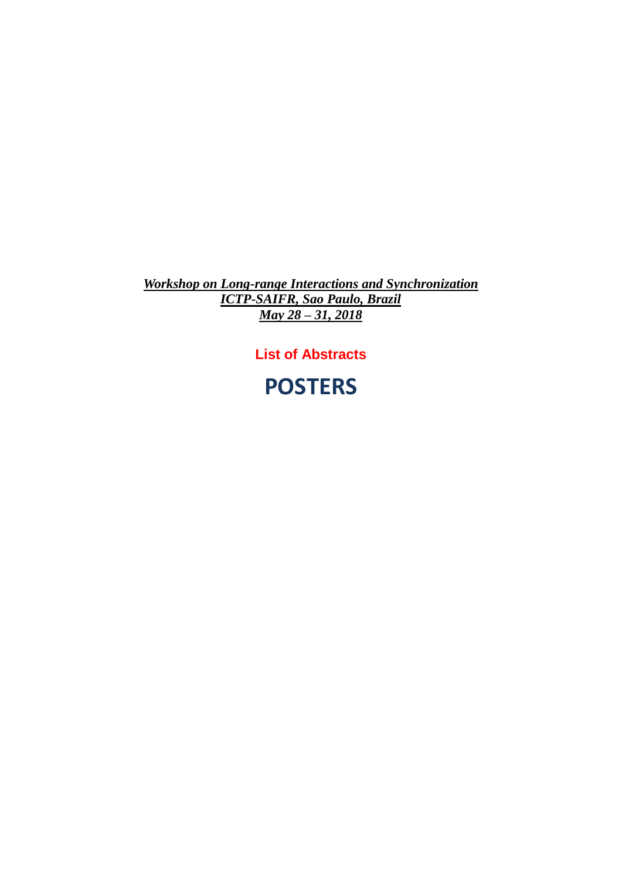***Workshop on Long-range Interactions and Synchronization***
***ICTP-SAIFR, Sao Paulo, Brazil***
***May 28 – 31, 2018***

**List of Abstracts**

# POSTERS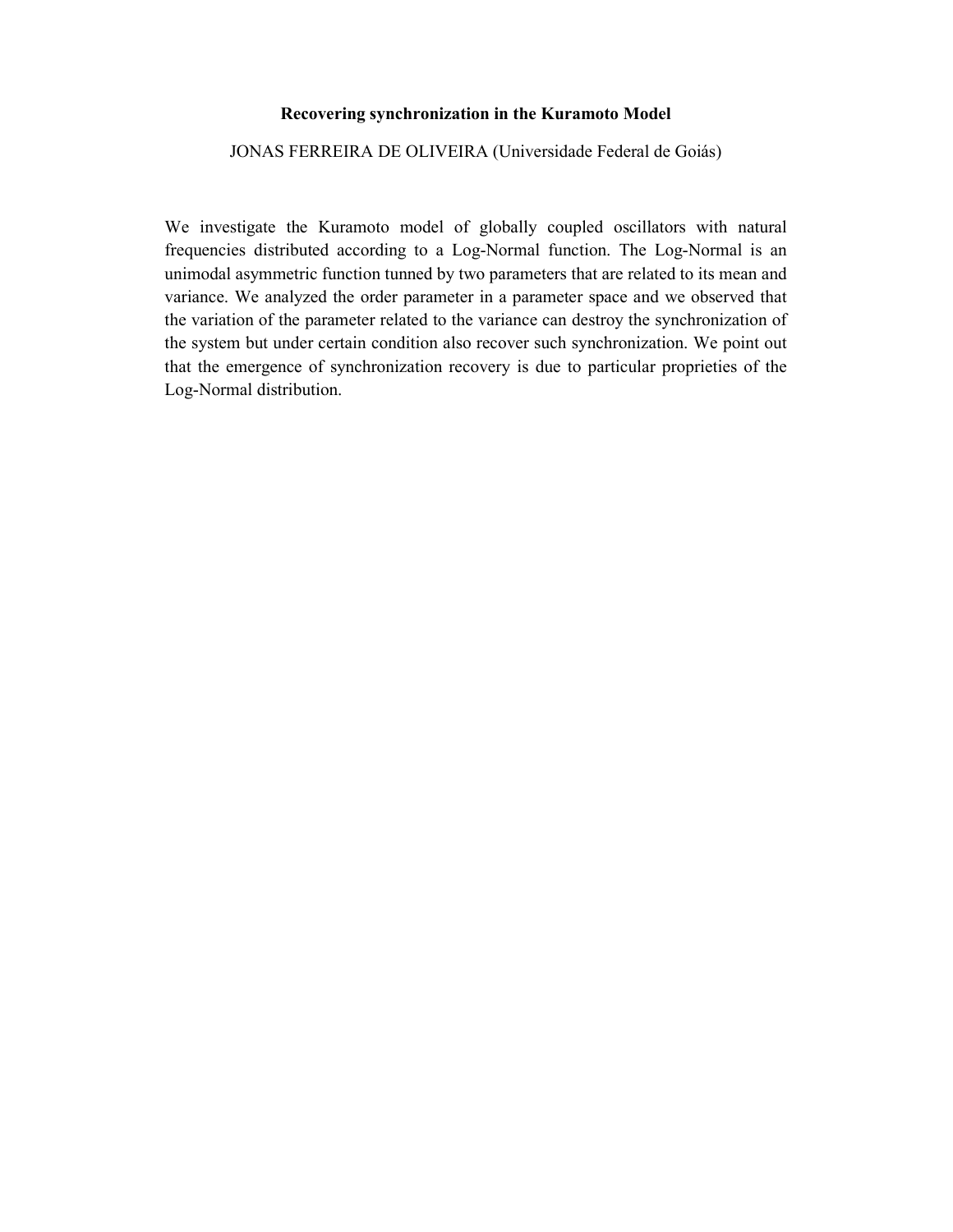**Recovering synchronization in the Kuramoto Model**

JONAS FERREIRA DE OLIVEIRA (Universidade Federal de Goiás)

We investigate the Kuramoto model of globally coupled oscillators with natural frequencies distributed according to a Log-Normal function. The Log-Normal is an unimodal asymmetric function tunned by two parameters that are related to its mean and variance. We analyzed the order parameter in a parameter space and we observed that the variation of the parameter related to the variance can destroy the synchronization of the system but under certain condition also recover such synchronization. We point out that the emergence of synchronization recovery is due to particular proprieties of the Log-Normal distribution.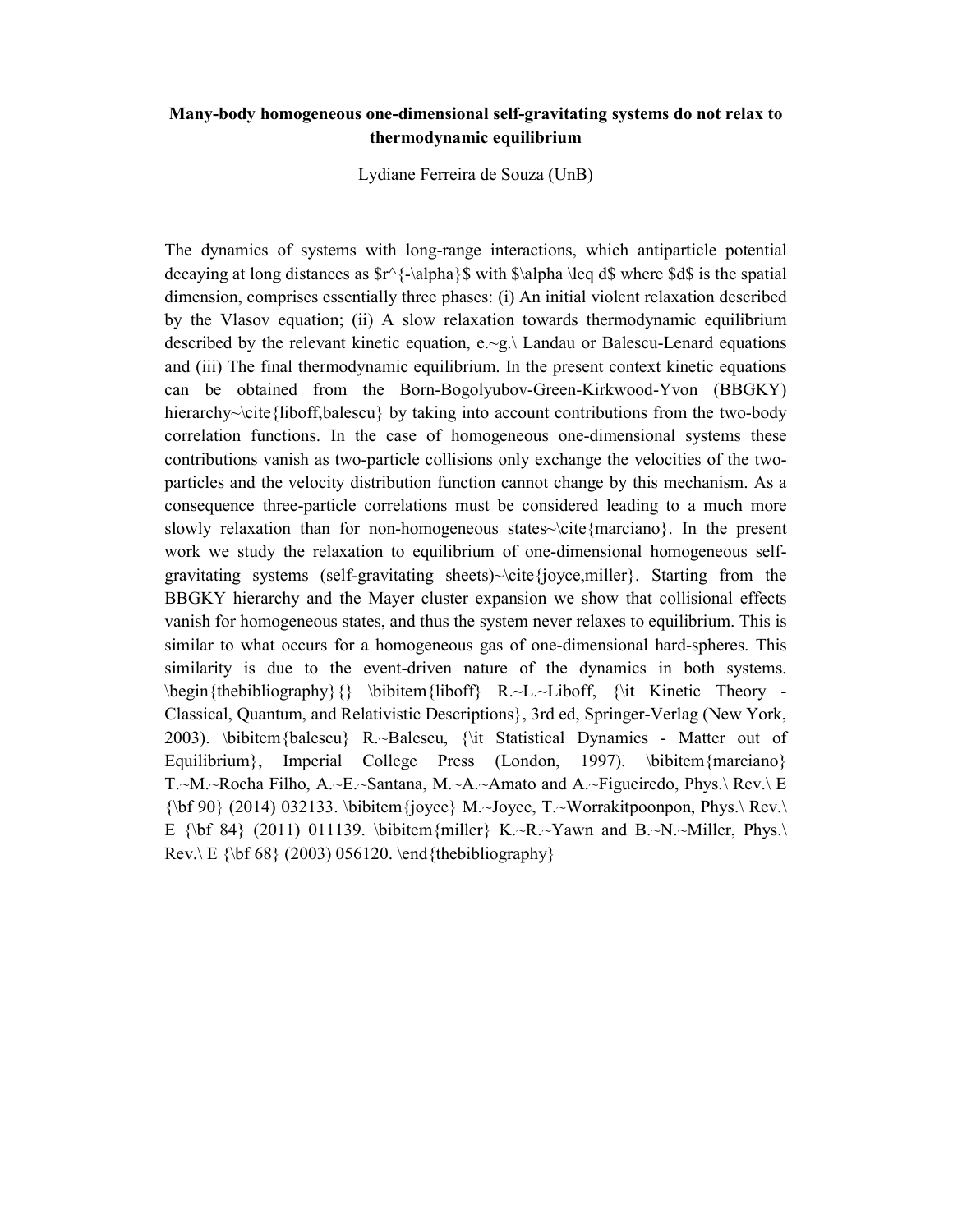**Many-body homogeneous one-dimensional self-gravitating systems do not relax to thermodynamic equilibrium**

Lydiane Ferreira de Souza (UnB)

The dynamics of systems with long-range interactions, which antiparticle potential decaying at long distances as $r^{-\alpha}$ with $\alpha \leq d$ where $d$ is the spatial dimension, comprises essentially three phases: (i) An initial violent relaxation described by the Vlasov equation; (ii) A slow relaxation towards thermodynamic equilibrium described by the relevant kinetic equation, e.~g.\ Landau or Balescu-Lenard equations and (iii) The final thermodynamic equilibrium. In the present context kinetic equations can be obtained from the Born-Bogolyubov-Green-Kirkwood-Yvon (BBGKY) hierarchy~\cite{liboff,balescu} by taking into account contributions from the two-body correlation functions. In the case of homogeneous one-dimensional systems these contributions vanish as two-particle collisions only exchange the velocities of the two-particles and the velocity distribution function cannot change by this mechanism. As a consequence three-particle correlations must be considered leading to a much more slowly relaxation than for non-homogeneous states~\cite{marciano}. In the present work we study the relaxation to equilibrium of one-dimensional homogeneous self-gravitating systems (self-gravitating sheets)~\cite{joyce,miller}. Starting from the BBGKY hierarchy and the Mayer cluster expansion we show that collisional effects vanish for homogeneous states, and thus the system never relaxes to equilibrium. This is similar to what occurs for a homogeneous gas of one-dimensional hard-spheres. This similarity is due to the event-driven nature of the dynamics in both systems. \begin{thebibliography}{} \bibitem{liboff} R.~L.~Liboff, {\it Kinetic Theory - Classical, Quantum, and Relativistic Descriptions}, 3rd ed, Springer-Verlag (New York, 2003). \bibitem{balescu} R.~Balescu, {\it Statistical Dynamics - Matter out of Equilibrium}, Imperial College Press (London, 1997). \bibitem{marciano} T.~M.~Rocha Filho, A.~E.~Santana, M.~A.~Amato and A.~Figueiredo, Phys.\ Rev.\ E {\bf 90} (2014) 032133. \bibitem{joyce} M.~Joyce, T.~Worrakitpoonpon, Phys.\ Rev.\ E {\bf 84} (2011) 011139. \bibitem{miller} K.~R.~Yawn and B.~N.~Miller, Phys.\ Rev.\ E {\bf 68} (2003) 056120. \end{thebibliography}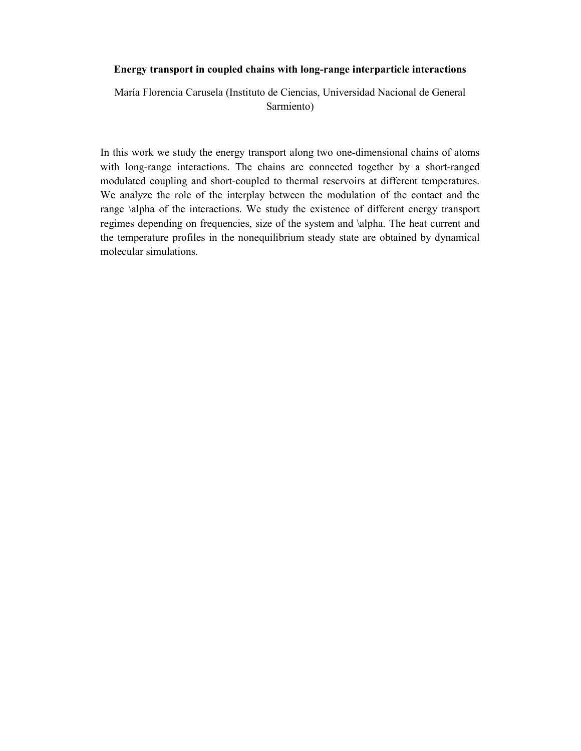**Energy transport in coupled chains with long-range interparticle interactions**

María Florencia Carusela (Instituto de Ciencias, Universidad Nacional de General Sarmiento)

In this work we study the energy transport along two one-dimensional chains of atoms with long-range interactions. The chains are connected together by a short-ranged modulated coupling and short-coupled to thermal reservoirs at different temperatures. We analyze the role of the interplay between the modulation of the contact and the range \alpha of the interactions. We study the existence of different energy transport regimes depending on frequencies, size of the system and \alpha. The heat current and the temperature profiles in the nonequilibrium steady state are obtained by dynamical molecular simulations.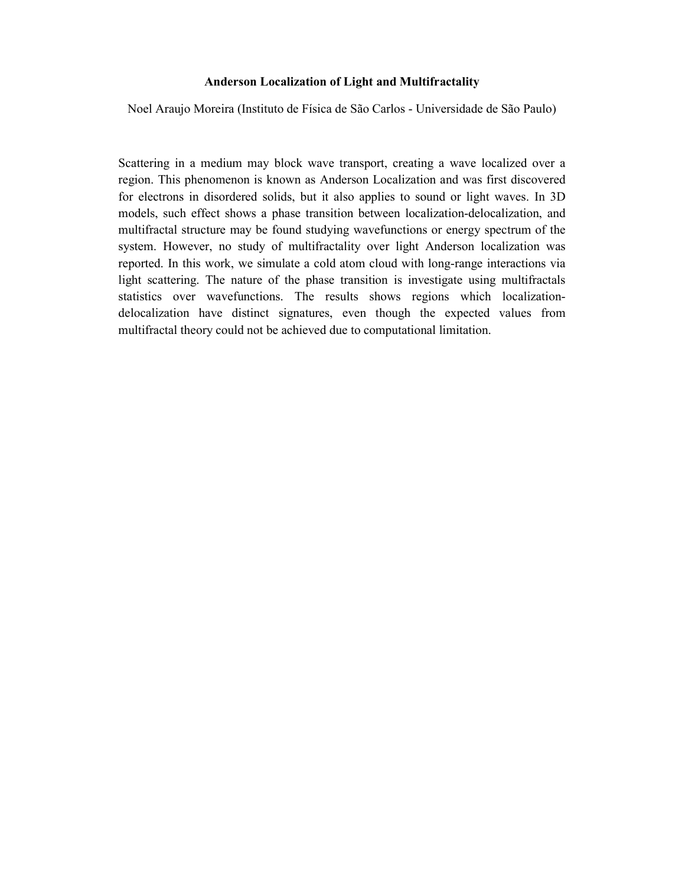**Anderson Localization of Light and Multifractality**

Noel Araujo Moreira (Instituto de Física de São Carlos - Universidade de São Paulo)

Scattering in a medium may block wave transport, creating a wave localized over a region. This phenomenon is known as Anderson Localization and was first discovered for electrons in disordered solids, but it also applies to sound or light waves. In 3D models, such effect shows a phase transition between localization-delocalization, and multifractal structure may be found studying wavefunctions or energy spectrum of the system. However, no study of multifractality over light Anderson localization was reported. In this work, we simulate a cold atom cloud with long-range interactions via light scattering. The nature of the phase transition is investigate using multifractals statistics over wavefunctions. The results shows regions which localization-delocalization have distinct signatures, even though the expected values from multifractal theory could not be achieved due to computational limitation.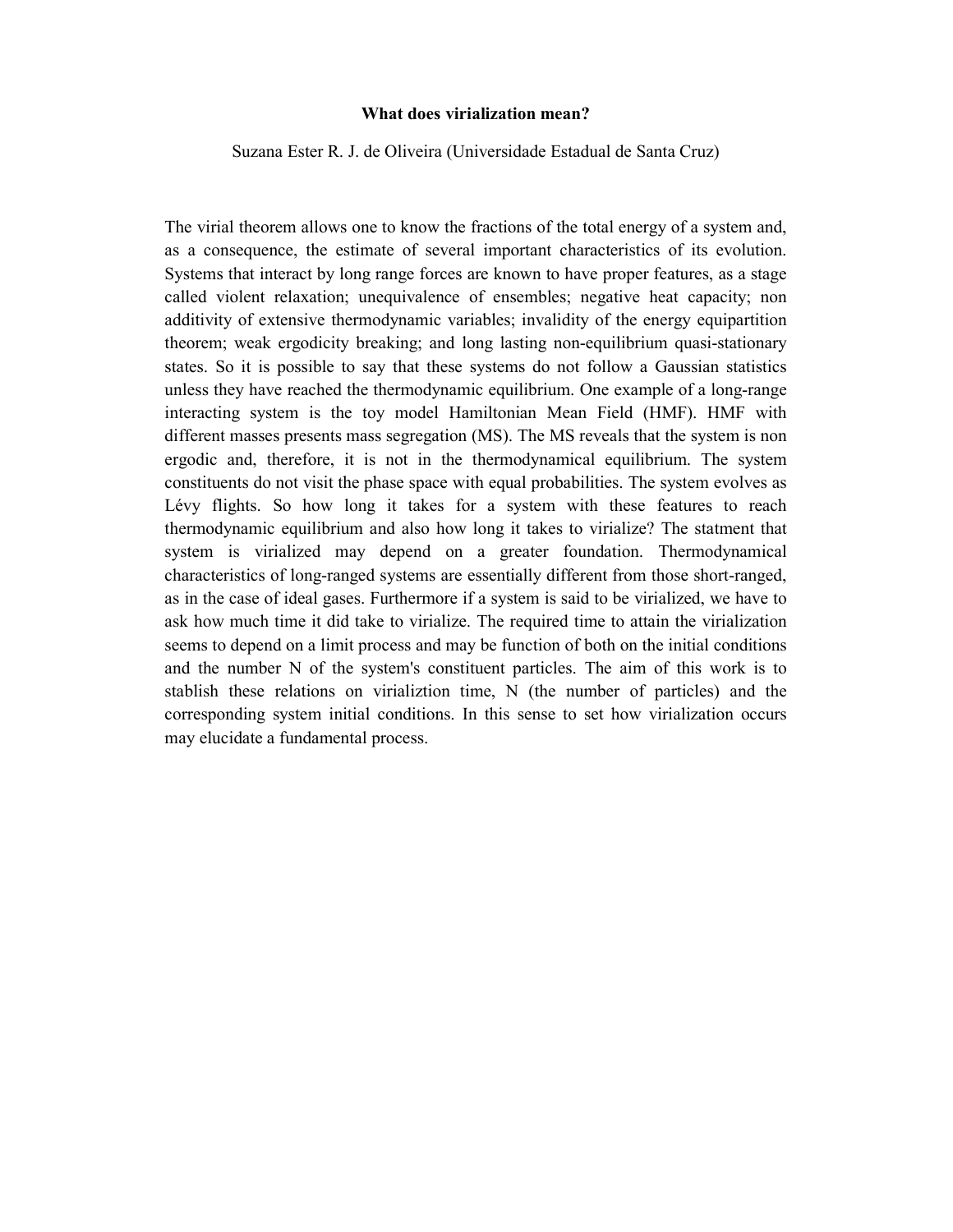**What does virialization mean?**

Suzana Ester R. J. de Oliveira (Universidade Estadual de Santa Cruz)

The virial theorem allows one to know the fractions of the total energy of a system and, as a consequence, the estimate of several important characteristics of its evolution. Systems that interact by long range forces are known to have proper features, as a stage called violent relaxation; unequivalence of ensembles; negative heat capacity; non additivity of extensive thermodynamic variables; invalidity of the energy equipartition theorem; weak ergodicity breaking; and long lasting non-equilibrium quasi-stationary states. So it is possible to say that these systems do not follow a Gaussian statistics unless they have reached the thermodynamic equilibrium. One example of a long-range interacting system is the toy model Hamiltonian Mean Field (HMF). HMF with different masses presents mass segregation (MS). The MS reveals that the system is non ergodic and, therefore, it is not in the thermodynamical equilibrium. The system constituents do not visit the phase space with equal probabilities. The system evolves as Lévy flights. So how long it takes for a system with these features to reach thermodynamic equilibrium and also how long it takes to virialize? The statment that system is virialized may depend on a greater foundation. Thermodynamical characteristics of long-ranged systems are essentially different from those short-ranged, as in the case of ideal gases. Furthermore if a system is said to be virialized, we have to ask how much time it did take to virialize. The required time to attain the virialization seems to depend on a limit process and may be function of both on the initial conditions and the number N of the system's constituent particles. The aim of this work is to stablish these relations on virializtion time, N (the number of particles) and the corresponding system initial conditions. In this sense to set how virialization occurs may elucidate a fundamental process.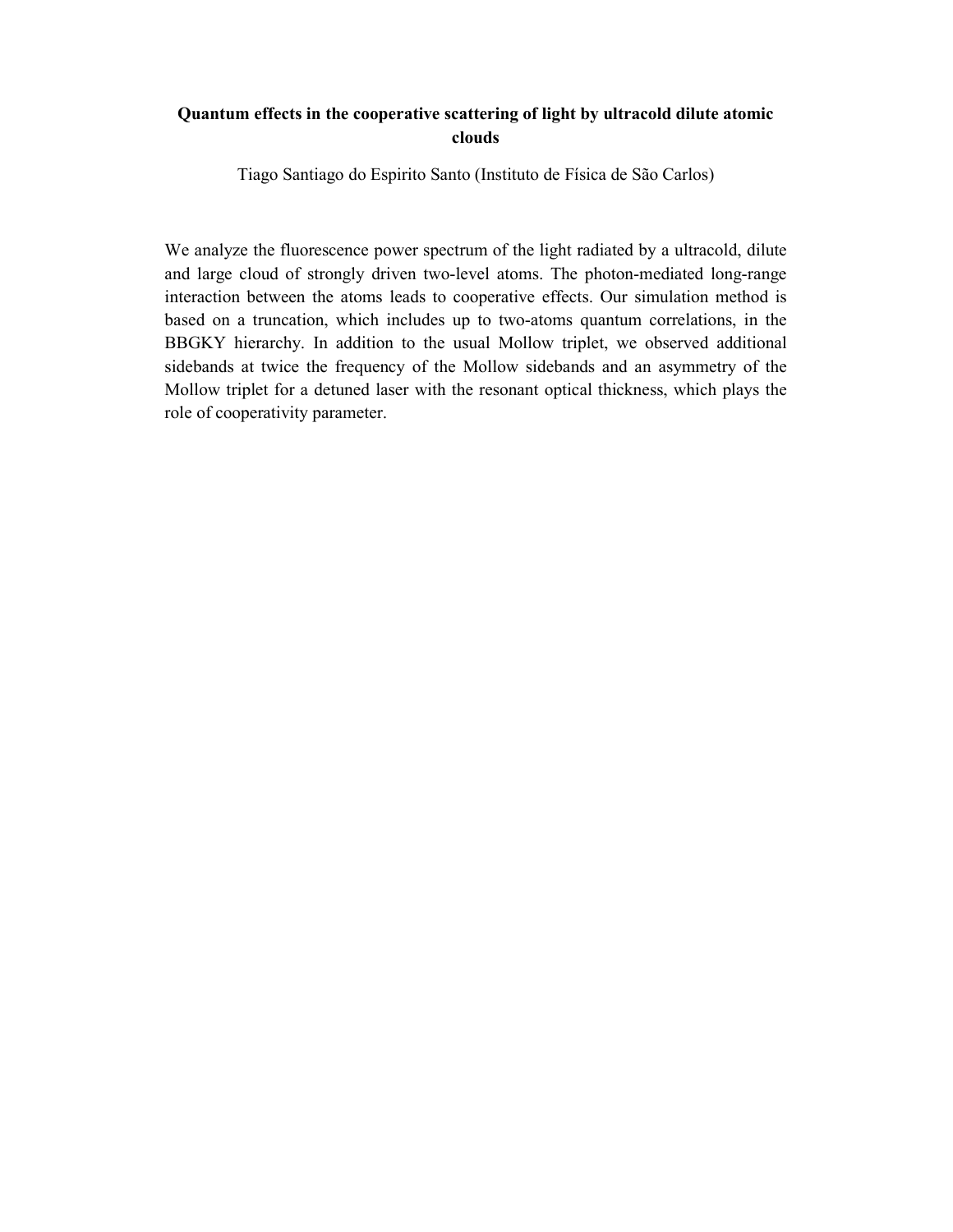**Quantum effects in the cooperative scattering of light by ultracold dilute atomic clouds**

Tiago Santiago do Espirito Santo (Instituto de Física de São Carlos)

We analyze the fluorescence power spectrum of the light radiated by a ultracold, dilute and large cloud of strongly driven two-level atoms. The photon-mediated long-range interaction between the atoms leads to cooperative effects. Our simulation method is based on a truncation, which includes up to two-atoms quantum correlations, in the BBGKY hierarchy. In addition to the usual Mollow triplet, we observed additional sidebands at twice the frequency of the Mollow sidebands and an asymmetry of the Mollow triplet for a detuned laser with the resonant optical thickness, which plays the role of cooperativity parameter.